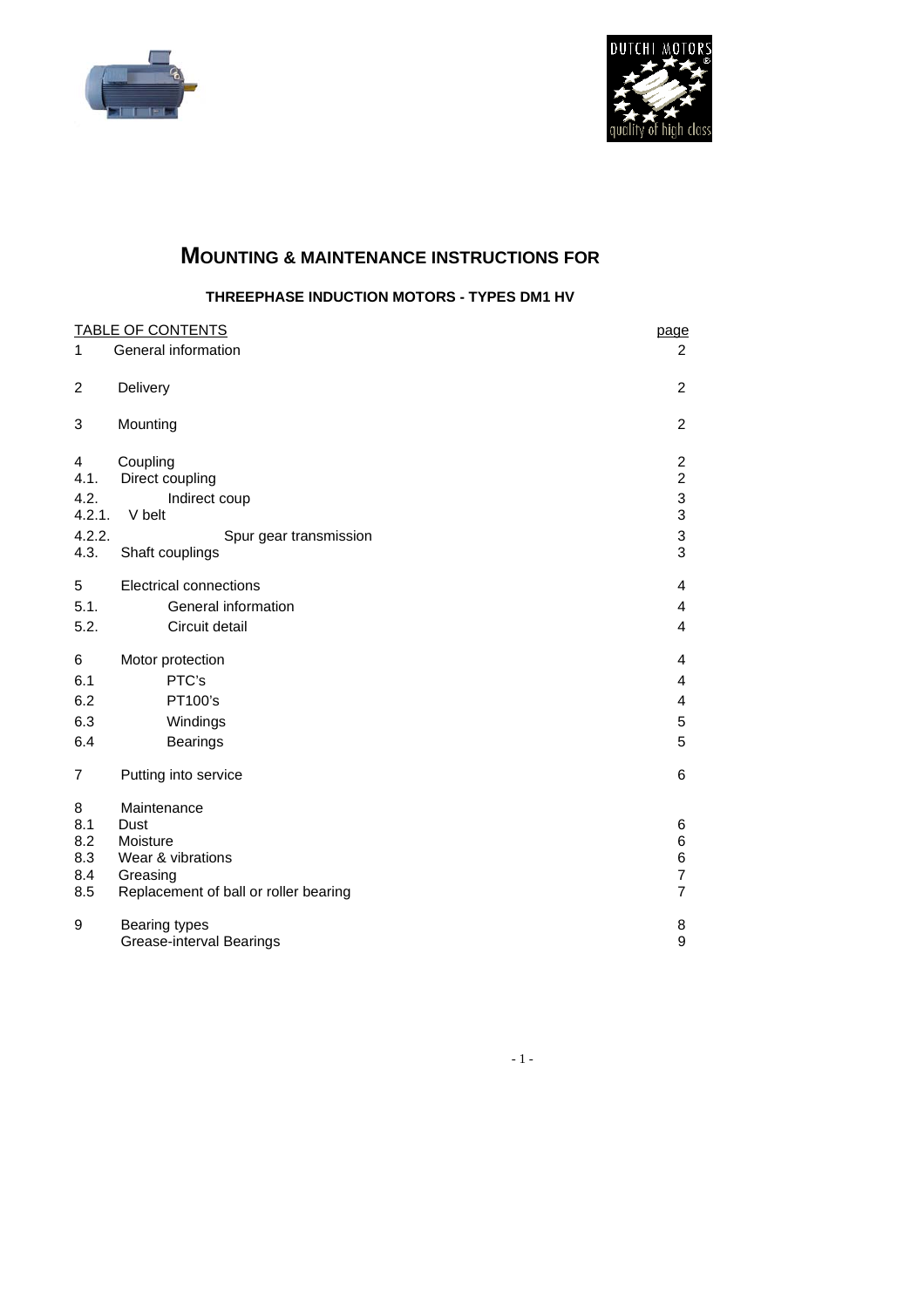# MOUNTING & MAINTENANCE INSTRUCTIONS FOR

## THREEPHASE INDUCTION MOTORS - TYPES DM1 HV

| TABLE OF CONTENTS | | page |
|---|---|---|
| 1 | General information | 2 |
| 2 | Delivery | 2 |
| 3 | Mounting | 2 |
| 4 | Coupling | 2 |
| 4.1. | Direct coupling | 2 |
| 4.2. | Indirect coup | 3 |
| 4.2.1. | V belt | 3 |
| 4.2.2. | Spur gear transmission | 3 |
| 4.3. | Shaft couplings | 3 |
| 5 | Electrical connections | 4 |
| 5.1. | General information | 4 |
| 5.2. | Circuit detail | 4 |
| 6 | Motor protection | 4 |
| 6.1 | PTC's | 4 |
| 6.2 | PT100's | 4 |
| 6.3 | Windings | 5 |
| 6.4 | Bearings | 5 |
| 7 | Putting into service | 6 |
| 8 | Maintenance | |
| 8.1 | Dust | 6 |
| 8.2 | Moisture | 6 |
| 8.3 | Wear & vibrations | 6 |
| 8.4 | Greasing | 7 |
| 8.5 | Replacement of ball or roller bearing | 7 |
| 9 | Bearing types | 8 |
| | Grease-interval Bearings | 9 |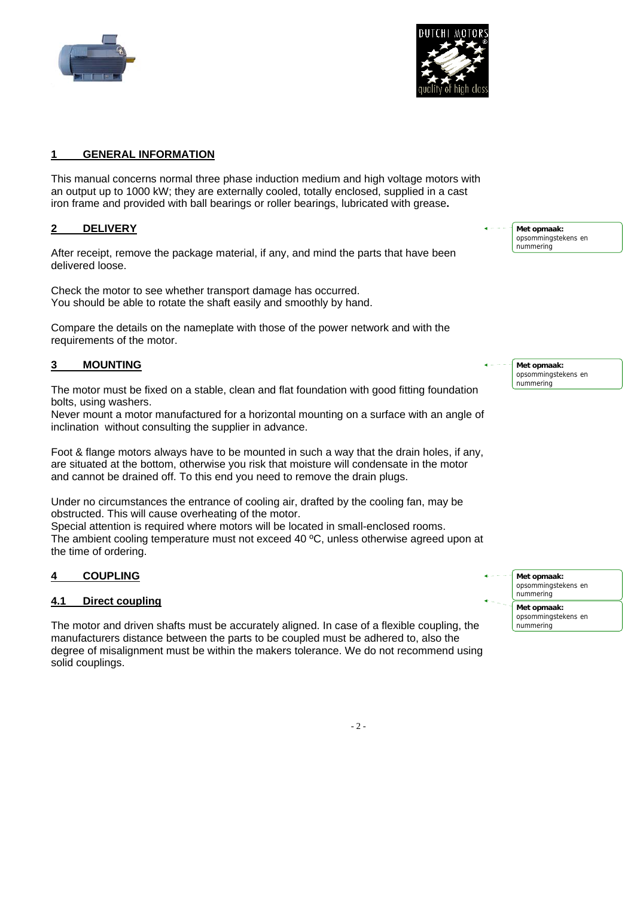## 1 GENERAL INFORMATION

This manual concerns normal three phase induction medium and high voltage motors with an output up to 1000 kW; they are externally cooled, totally enclosed, supplied in a cast iron frame and provided with ball bearings or roller bearings, lubricated with grease**.**

## 2 DELIVERY

After receipt, remove the package material, if any, and mind the parts that have been delivered loose.

Check the motor to see whether transport damage has occurred.
You should be able to rotate the shaft easily and smoothly by hand.

Compare the details on the nameplate with those of the power network and with the requirements of the motor.

## 3 MOUNTING

The motor must be fixed on a stable, clean and flat foundation with good fitting foundation bolts, using washers.
Never mount a motor manufactured for a horizontal mounting on a surface with an angle of inclination without consulting the supplier in advance.

Foot & flange motors always have to be mounted in such a way that the drain holes, if any, are situated at the bottom, otherwise you risk that moisture will condensate in the motor and cannot be drained off. To this end you need to remove the drain plugs.

Under no circumstances the entrance of cooling air, drafted by the cooling fan, may be obstructed. This will cause overheating of the motor.
Special attention is required where motors will be located in small-enclosed rooms.
The ambient cooling temperature must not exceed 40 ºC, unless otherwise agreed upon at the time of ordering.

## 4 COUPLING

### 4.1 Direct coupling

The motor and driven shafts must be accurately aligned. In case of a flexible coupling, the manufacturers distance between the parts to be coupled must be adhered to, also the degree of misalignment must be within the makers tolerance. We do not recommend using solid couplings.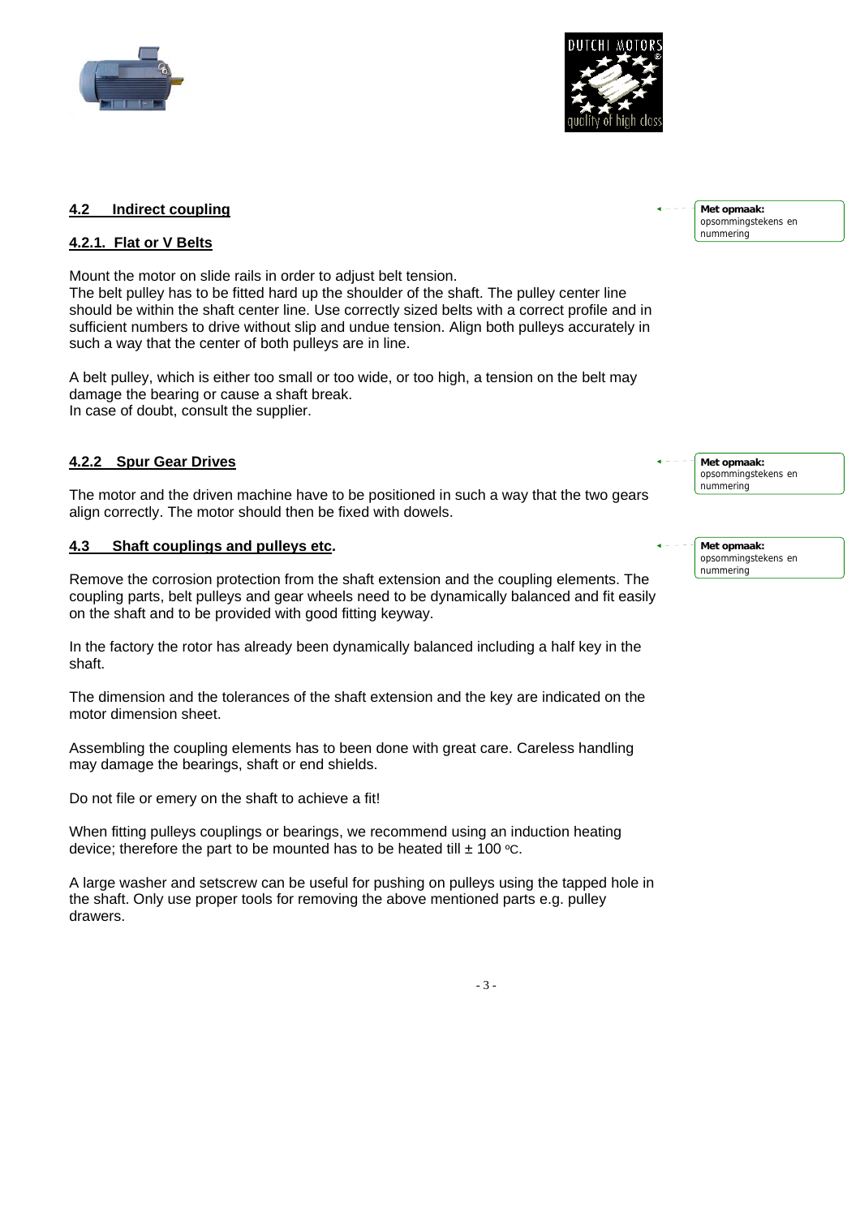## 4.2 Indirect coupling

### 4.2.1. Flat or V Belts

Mount the motor on slide rails in order to adjust belt tension.
The belt pulley has to be fitted hard up the shoulder of the shaft. The pulley center line should be within the shaft center line. Use correctly sized belts with a correct profile and in sufficient numbers to drive without slip and undue tension. Align both pulleys accurately in such a way that the center of both pulleys are in line.

A belt pulley, which is either too small or too wide, or too high, a tension on the belt may damage the bearing or cause a shaft break.
In case of doubt, consult the supplier.

### 4.2.2 Spur Gear Drives

The motor and the driven machine have to be positioned in such a way that the two gears align correctly. The motor should then be fixed with dowels.

## 4.3 Shaft couplings and pulleys etc.

Remove the corrosion protection from the shaft extension and the coupling elements. The coupling parts, belt pulleys and gear wheels need to be dynamically balanced and fit easily on the shaft and to be provided with good fitting keyway.

In the factory the rotor has already been dynamically balanced including a half key in the shaft.

The dimension and the tolerances of the shaft extension and the key are indicated on the motor dimension sheet.

Assembling the coupling elements has to been done with great care. Careless handling may damage the bearings, shaft or end shields.

Do not file or emery on the shaft to achieve a fit!

When fitting pulleys couplings or bearings, we recommend using an induction heating device; therefore the part to be mounted has to be heated till ± 100 ºC.

A large washer and setscrew can be useful for pushing on pulleys using the tapped hole in the shaft. Only use proper tools for removing the above mentioned parts e.g. pulley drawers.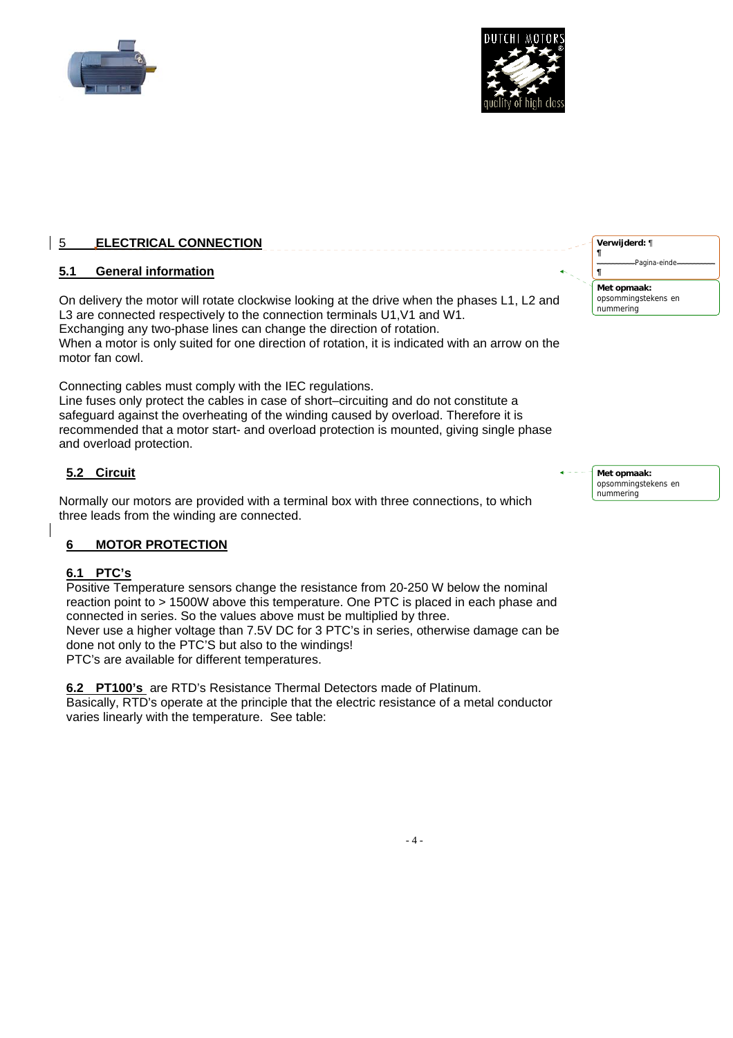## 5 ELECTRICAL CONNECTION

### 5.1 General information

On delivery the motor will rotate clockwise looking at the drive when the phases L1, L2 and L3 are connected respectively to the connection terminals U1,V1 and W1.
Exchanging any two-phase lines can change the direction of rotation.
When a motor is only suited for one direction of rotation, it is indicated with an arrow on the motor fan cowl.

Connecting cables must comply with the IEC regulations.
Line fuses only protect the cables in case of short–circuiting and do not constitute a safeguard against the overheating of the winding caused by overload. Therefore it is recommended that a motor start- and overload protection is mounted, giving single phase and overload protection.

### 5.2 Circuit

Normally our motors are provided with a terminal box with three connections, to which three leads from the winding are connected.

## 6 MOTOR PROTECTION

### 6.1 PTC's

Positive Temperature sensors change the resistance from 20-250 W below the nominal reaction point to > 1500W above this temperature. One PTC is placed in each phase and connected in series. So the values above must be multiplied by three.
Never use a higher voltage than 7.5V DC for 3 PTC's in series, otherwise damage can be done not only to the PTC'S but also to the windings!
PTC's are available for different temperatures.

**6.2 PT100's** are RTD's Resistance Thermal Detectors made of Platinum.
Basically, RTD's operate at the principle that the electric resistance of a metal conductor varies linearly with the temperature. See table: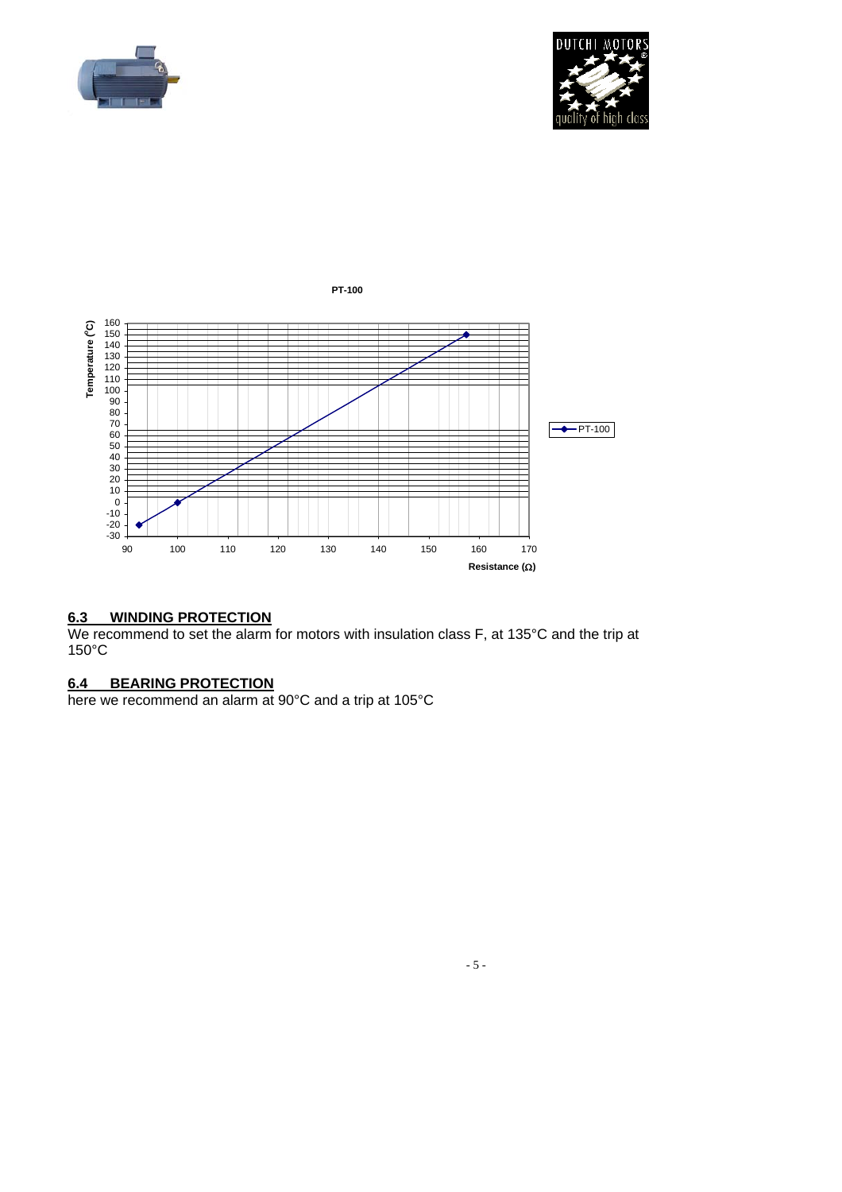PT-100

## 6.3 WINDING PROTECTION

We recommend to set the alarm for motors with insulation class F, at 135°C and the trip at 150°C

## 6.4 BEARING PROTECTION

here we recommend an alarm at 90°C and a trip at 105°C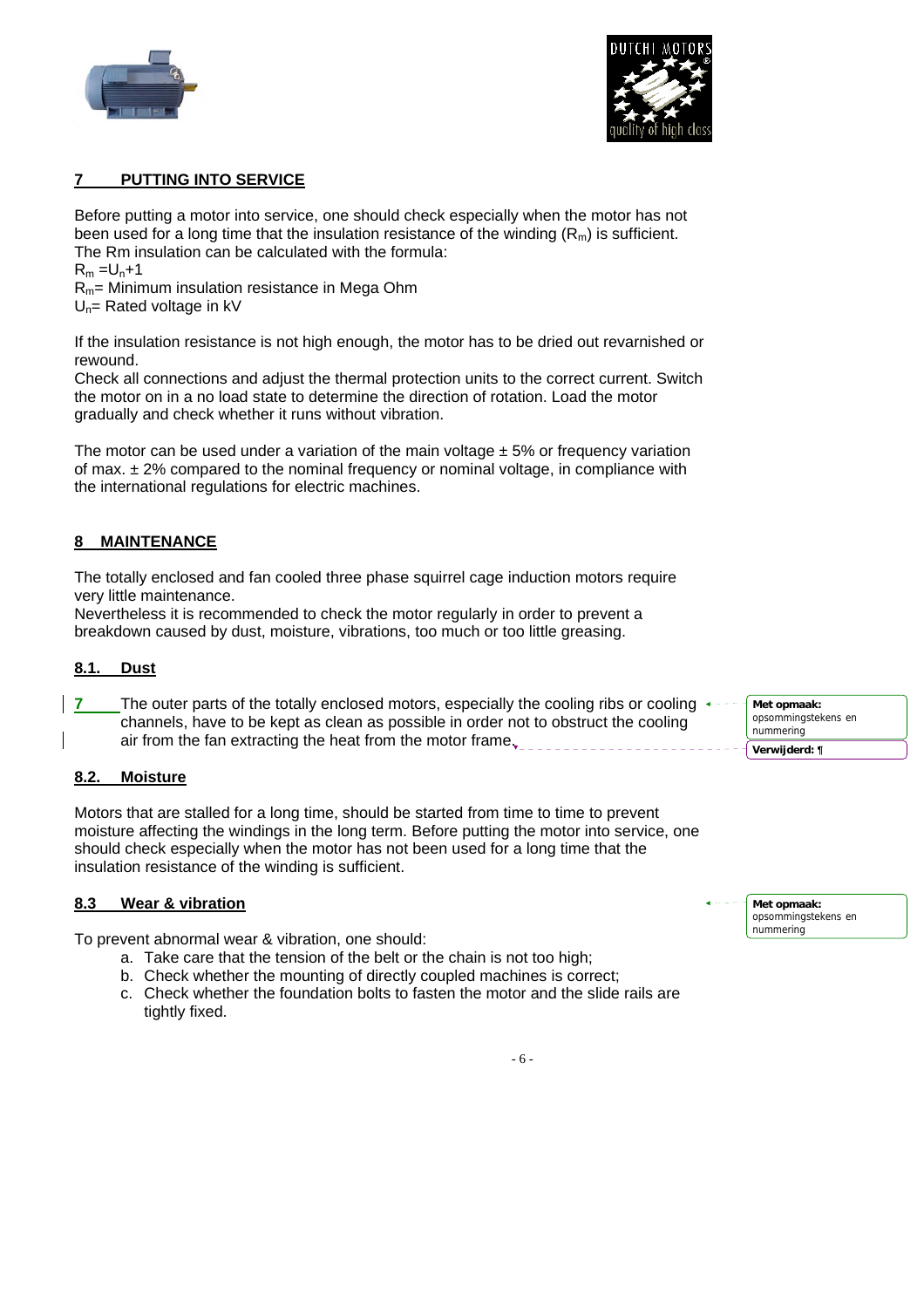## 7 PUTTING INTO SERVICE

Before putting a motor into service, one should check especially when the motor has not been used for a long time that the insulation resistance of the winding ($R_m$) is sufficient. The Rm insulation can be calculated with the formula:

$R_m = U_n + 1$

$R_m$= Minimum insulation resistance in Mega Ohm

$U_n$= Rated voltage in kV

If the insulation resistance is not high enough, the motor has to be dried out revarnished or rewound.

Check all connections and adjust the thermal protection units to the correct current. Switch the motor on in a no load state to determine the direction of rotation. Load the motor gradually and check whether it runs without vibration.

The motor can be used under a variation of the main voltage ± 5% or frequency variation of max. ± 2% compared to the nominal frequency or nominal voltage, in compliance with the international regulations for electric machines.

## 8 MAINTENANCE

The totally enclosed and fan cooled three phase squirrel cage induction motors require very little maintenance.

Nevertheless it is recommended to check the motor regularly in order to prevent a breakdown caused by dust, moisture, vibrations, too much or too little greasing.

### 8.1. Dust

7 The outer parts of the totally enclosed motors, especially the cooling ribs or cooling channels, have to be kept as clean as possible in order not to obstruct the cooling air from the fan extracting the heat from the motor frame.

Met opmaak: opsommingstekens en nummering

Verwijderd: ¶

### 8.2. Moisture

Motors that are stalled for a long time, should be started from time to time to prevent moisture affecting the windings in the long term. Before putting the motor into service, one should check especially when the motor has not been used for a long time that the insulation resistance of the winding is sufficient.

### 8.3 Wear & vibration

Met opmaak: opsommingstekens en nummering

To prevent abnormal wear & vibration, one should:

a. Take care that the tension of the belt or the chain is not too high;
b. Check whether the mounting of directly coupled machines is correct;
c. Check whether the foundation bolts to fasten the motor and the slide rails are tightly fixed.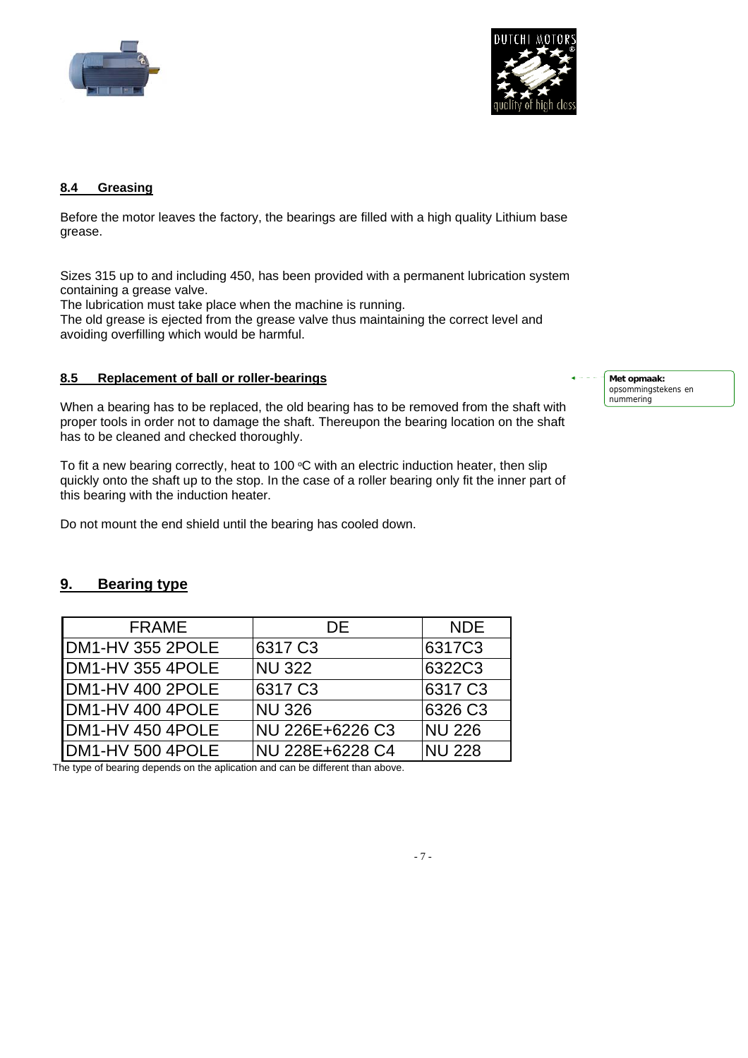## 8.4 Greasing

Before the motor leaves the factory, the bearings are filled with a high quality Lithium base grease.

Sizes 315 up to and including 450, has been provided with a permanent lubrication system containing a grease valve.
The lubrication must take place when the machine is running.
The old grease is ejected from the grease valve thus maintaining the correct level and avoiding overfilling which would be harmful.

## 8.5 Replacement of ball or roller-bearings

**Met opmaak:** opsommingstekens en nummering

When a bearing has to be replaced, the old bearing has to be removed from the shaft with proper tools in order not to damage the shaft. Thereupon the bearing location on the shaft has to be cleaned and checked thoroughly.

To fit a new bearing correctly, heat to 100 °C with an electric induction heater, then slip quickly onto the shaft up to the stop. In the case of a roller bearing only fit the inner part of this bearing with the induction heater.

Do not mount the end shield until the bearing has cooled down.

# 9. Bearing type

| FRAME | DE | NDE |
|---|---|---|
| DM1-HV 355 2POLE | 6317 C3 | 6317C3 |
| DM1-HV 355 4POLE | NU 322 | 6322C3 |
| DM1-HV 400 2POLE | 6317 C3 | 6317 C3 |
| DM1-HV 400 4POLE | NU 326 | 6326 C3 |
| DM1-HV 450 4POLE | NU 226E+6226 C3 | NU 226 |
| DM1-HV 500 4POLE | NU 228E+6228 C4 | NU 228 |

The type of bearing depends on the aplication and can be different than above.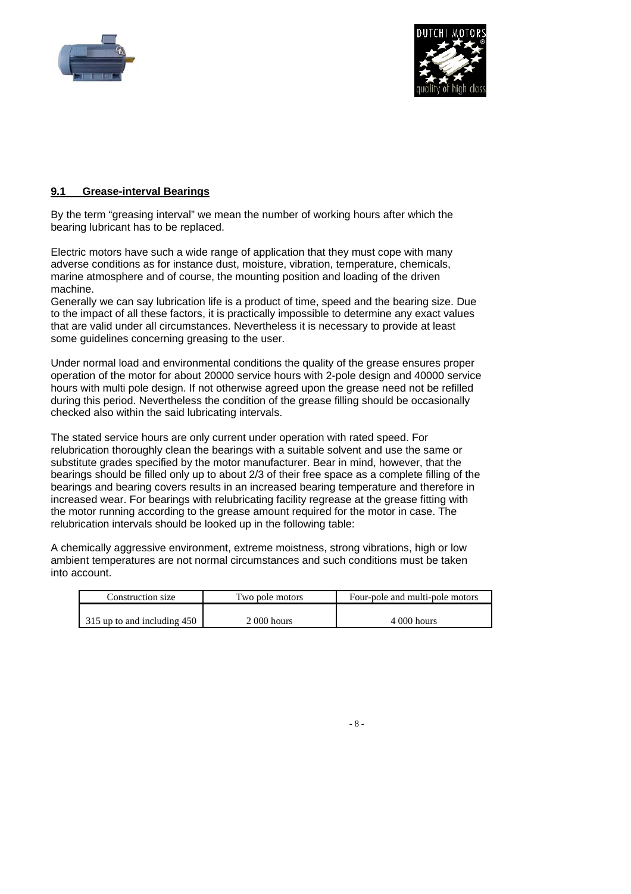## 9.1 Grease-interval Bearings

By the term "greasing interval" we mean the number of working hours after which the bearing lubricant has to be replaced.

Electric motors have such a wide range of application that they must cope with many adverse conditions as for instance dust, moisture, vibration, temperature, chemicals, marine atmosphere and of course, the mounting position and loading of the driven machine.
Generally we can say lubrication life is a product of time, speed and the bearing size. Due to the impact of all these factors, it is practically impossible to determine any exact values that are valid under all circumstances. Nevertheless it is necessary to provide at least some guidelines concerning greasing to the user.

Under normal load and environmental conditions the quality of the grease ensures proper operation of the motor for about 20000 service hours with 2-pole design and 40000 service hours with multi pole design. If not otherwise agreed upon the grease need not be refilled during this period. Nevertheless the condition of the grease filling should be occasionally checked also within the said lubricating intervals.

The stated service hours are only current under operation with rated speed. For relubrication thoroughly clean the bearings with a suitable solvent and use the same or substitute grades specified by the motor manufacturer. Bear in mind, however, that the bearings should be filled only up to about 2/3 of their free space as a complete filling of the bearings and bearing covers results in an increased bearing temperature and therefore in increased wear. For bearings with relubricating facility regrease at the grease fitting with the motor running according to the grease amount required for the motor in case. The relubrication intervals should be looked up in the following table:

A chemically aggressive environment, extreme moistness, strong vibrations, high or low ambient temperatures are not normal circumstances and such conditions must be taken into account.

| Construction size | Two pole motors | Four-pole and multi-pole motors |
|---|---|---|
| 315 up to and including 450 | 2 000 hours | 4 000 hours |